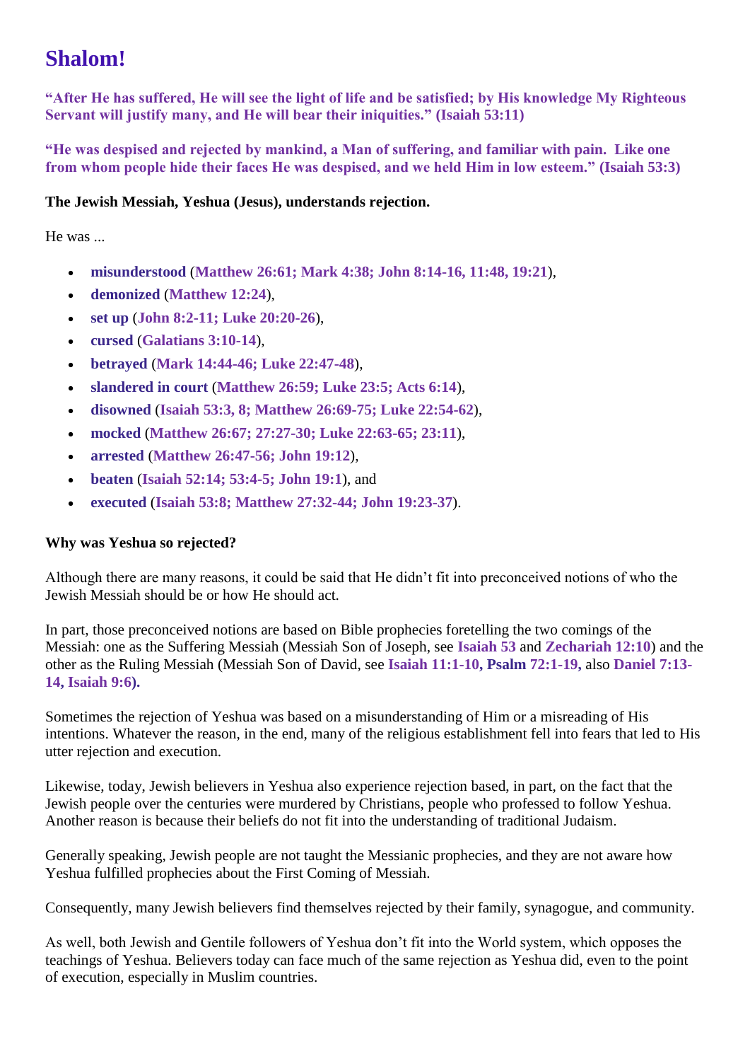# Shalom!

**"After He has suffered, He will see the light of life and be satisfied; by His knowledge My Righteous Servant will justify many, and He will bear their iniquities." (Isaiah 53:11)**

**"He was despised and rejected by mankind, a Man of suffering, and familiar with pain. Like one from whom people hide their faces He was despised, and we held Him in low esteem." (Isaiah 53:3)**

**The Jewish Messiah, Yeshua (Jesus), understands rejection.**

He was ...

- **misunderstood** (**Matthew 26:61; Mark 4:38; John 8:14-16, 11:48, 19:21**),
- **demonized** (**Matthew 12:24**),
- **set up** (**John 8:2-11; Luke 20:20-26**),
- **cursed** (**Galatians 3:10-14**),
- **betrayed** (**Mark 14:44-46; Luke 22:47-48**),
- **slandered in court** (**Matthew 26:59; Luke 23:5; Acts 6:14**),
- **disowned** (**Isaiah 53:3, 8; Matthew 26:69-75; Luke 22:54-62**),
- **mocked** (**Matthew 26:67; 27:27-30; Luke 22:63-65; 23:11**),
- **arrested** (**Matthew 26:47-56; John 19:12**),
- **beaten** (**Isaiah 52:14; 53:4-5; John 19:1**), and
- **executed** (**Isaiah 53:8; Matthew 27:32-44; John 19:23-37**).

**Why was Yeshua so rejected?**

Although there are many reasons, it could be said that He didn't fit into preconceived notions of who the Jewish Messiah should be or how He should act.

In part, those preconceived notions are based on Bible prophecies foretelling the two comings of the Messiah: one as the Suffering Messiah (Messiah Son of Joseph, see **Isaiah 53** and **Zechariah 12:10**) and the other as the Ruling Messiah (Messiah Son of David, see **Isaiah 11:1-10, Psalm 72:1-19,** also **Daniel 7:13-14, Isaiah 9:6).**

Sometimes the rejection of Yeshua was based on a misunderstanding of Him or a misreading of His intentions. Whatever the reason, in the end, many of the religious establishment fell into fears that led to His utter rejection and execution.

Likewise, today, Jewish believers in Yeshua also experience rejection based, in part, on the fact that the Jewish people over the centuries were murdered by Christians, people who professed to follow Yeshua. Another reason is because their beliefs do not fit into the understanding of traditional Judaism.

Generally speaking, Jewish people are not taught the Messianic prophecies, and they are not aware how Yeshua fulfilled prophecies about the First Coming of Messiah.

Consequently, many Jewish believers find themselves rejected by their family, synagogue, and community.

As well, both Jewish and Gentile followers of Yeshua don't fit into the World system, which opposes the teachings of Yeshua. Believers today can face much of the same rejection as Yeshua did, even to the point of execution, especially in Muslim countries.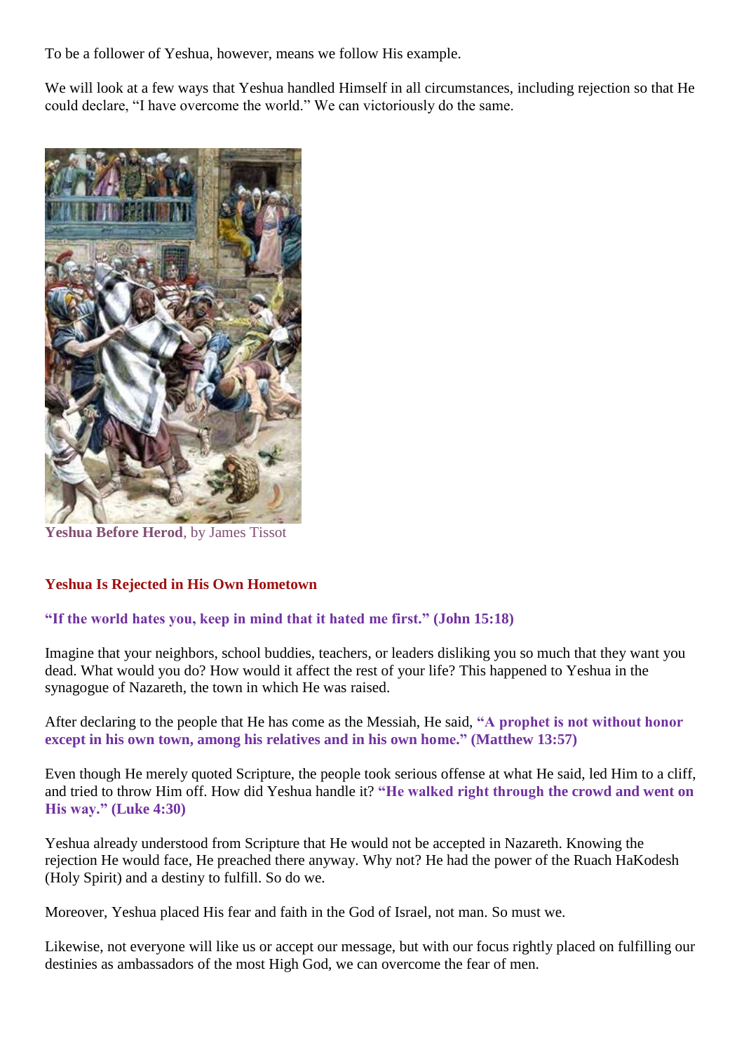To be a follower of Yeshua, however, means we follow His example.

We will look at a few ways that Yeshua handled Himself in all circumstances, including rejection so that He could declare, “I have overcome the world.” We can victoriously do the same.

**Yeshua Before Herod**, by James Tissot

### Yeshua Is Rejected in His Own Hometown

**“If the world hates you, keep in mind that it hated me first.” (John 15:18)**

Imagine that your neighbors, school buddies, teachers, or leaders disliking you so much that they want you dead. What would you do? How would it affect the rest of your life? This happened to Yeshua in the synagogue of Nazareth, the town in which He was raised.

After declaring to the people that He has come as the Messiah, He said, **“A prophet is not without honor except in his own town, among his relatives and in his own home.” (Matthew 13:57)**

Even though He merely quoted Scripture, the people took serious offense at what He said, led Him to a cliff, and tried to throw Him off. How did Yeshua handle it? **“He walked right through the crowd and went on His way.” (Luke 4:30)**

Yeshua already understood from Scripture that He would not be accepted in Nazareth. Knowing the rejection He would face, He preached there anyway. Why not? He had the power of the Ruach HaKodesh (Holy Spirit) and a destiny to fulfill. So do we.

Moreover, Yeshua placed His fear and faith in the God of Israel, not man. So must we.

Likewise, not everyone will like us or accept our message, but with our focus rightly placed on fulfilling our destinies as ambassadors of the most High God, we can overcome the fear of men.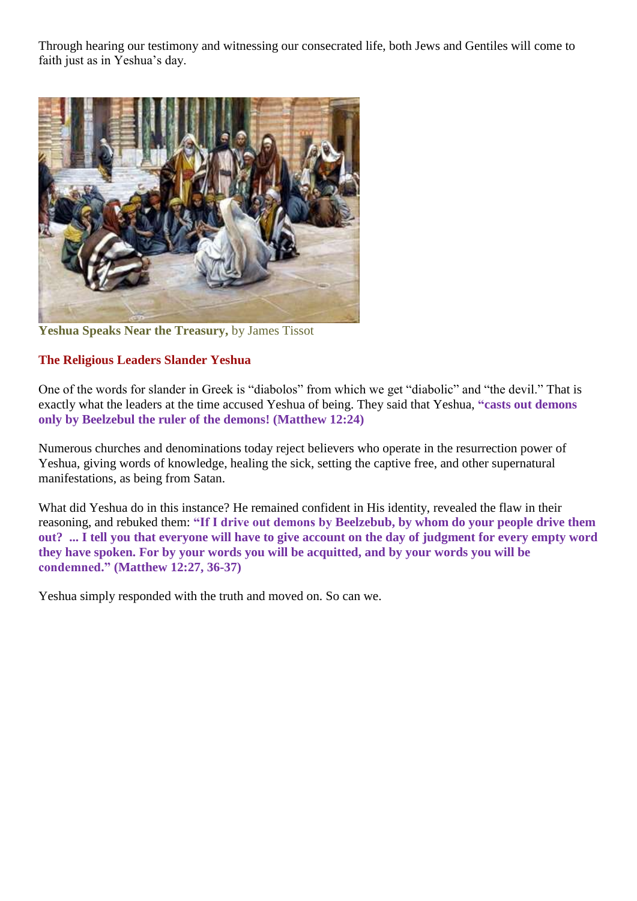Through hearing our testimony and witnessing our consecrated life, both Jews and Gentiles will come to faith just as in Yeshua's day.

**Yeshua Speaks Near the Treasury,** by James Tissot

### The Religious Leaders Slander Yeshua

One of the words for slander in Greek is "diabolos" from which we get "diabolic" and "the devil." That is exactly what the leaders at the time accused Yeshua of being. They said that Yeshua, **"casts out demons only by Beelzebul the ruler of the demons! (Matthew 12:24)**

Numerous churches and denominations today reject believers who operate in the resurrection power of Yeshua, giving words of knowledge, healing the sick, setting the captive free, and other supernatural manifestations, as being from Satan.

What did Yeshua do in this instance? He remained confident in His identity, revealed the flaw in their reasoning, and rebuked them: **"If I drive out demons by Beelzebub, by whom do your people drive them out? ... I tell you that everyone will have to give account on the day of judgment for every empty word they have spoken. For by your words you will be acquitted, and by your words you will be condemned." (Matthew 12:27, 36-37)**

Yeshua simply responded with the truth and moved on. So can we.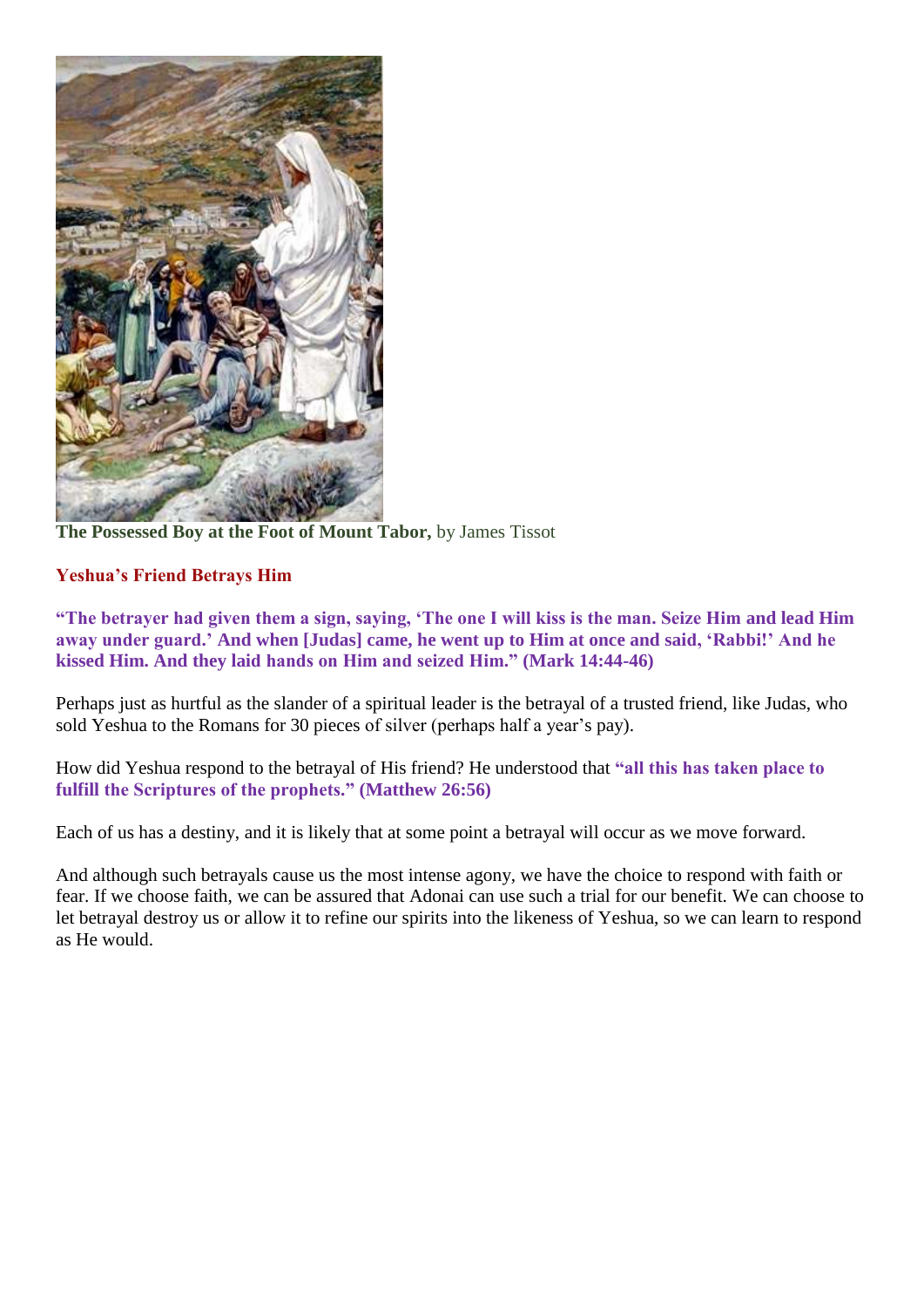**The Possessed Boy at the Foot of Mount Tabor,** by James Tissot

## Yeshua's Friend Betrays Him

**"The betrayer had given them a sign, saying, 'The one I will kiss is the man. Seize Him and lead Him away under guard.' And when [Judas] came, he went up to Him at once and said, 'Rabbi!' And he kissed Him. And they laid hands on Him and seized Him." (Mark 14:44-46)**

Perhaps just as hurtful as the slander of a spiritual leader is the betrayal of a trusted friend, like Judas, who sold Yeshua to the Romans for 30 pieces of silver (perhaps half a year's pay).

How did Yeshua respond to the betrayal of His friend? He understood that **"all this has taken place to fulfill the Scriptures of the prophets." (Matthew 26:56)**

Each of us has a destiny, and it is likely that at some point a betrayal will occur as we move forward.

And although such betrayals cause us the most intense agony, we have the choice to respond with faith or fear. If we choose faith, we can be assured that Adonai can use such a trial for our benefit. We can choose to let betrayal destroy us or allow it to refine our spirits into the likeness of Yeshua, so we can learn to respond as He would.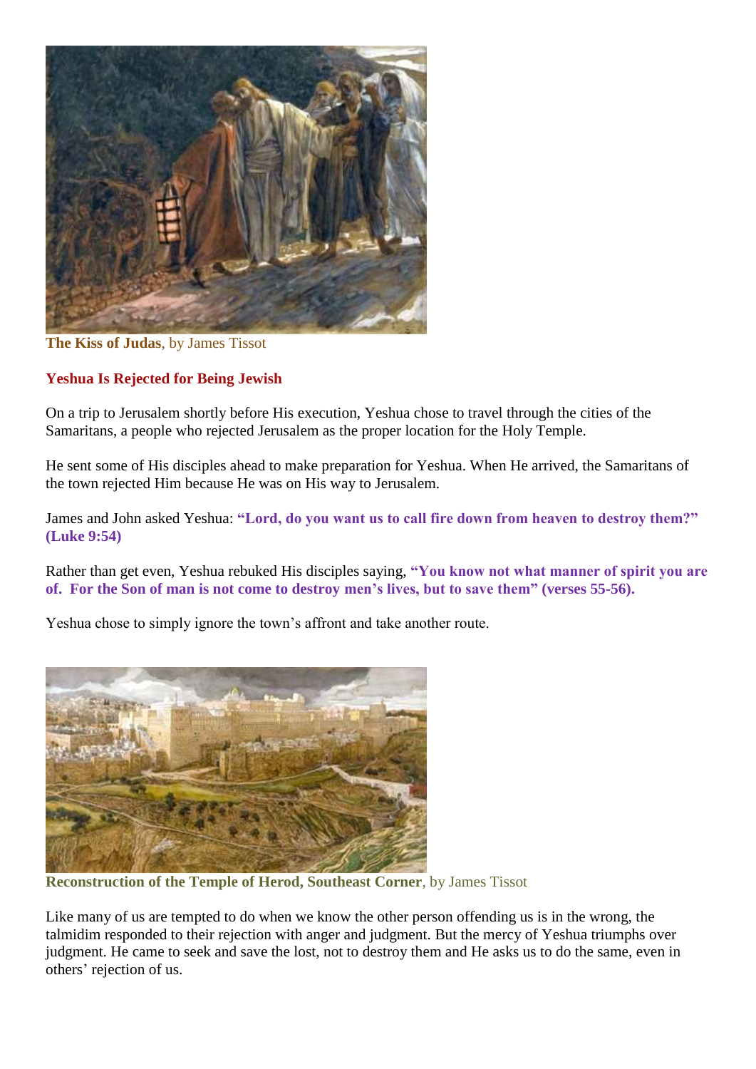**The Kiss of Judas**, by James Tissot

### Yeshua Is Rejected for Being Jewish

On a trip to Jerusalem shortly before His execution, Yeshua chose to travel through the cities of the Samaritans, a people who rejected Jerusalem as the proper location for the Holy Temple.

He sent some of His disciples ahead to make preparation for Yeshua. When He arrived, the Samaritans of the town rejected Him because He was on His way to Jerusalem.

James and John asked Yeshua: **"Lord, do you want us to call fire down from heaven to destroy them?" (Luke 9:54)**

Rather than get even, Yeshua rebuked His disciples saying, **"You know not what manner of spirit you are of. For the Son of man is not come to destroy men's lives, but to save them" (verses 55-56).**

Yeshua chose to simply ignore the town's affront and take another route.

**Reconstruction of the Temple of Herod, Southeast Corner**, by James Tissot

Like many of us are tempted to do when we know the other person offending us is in the wrong, the talmidim responded to their rejection with anger and judgment. But the mercy of Yeshua triumphs over judgment. He came to seek and save the lost, not to destroy them and He asks us to do the same, even in others' rejection of us.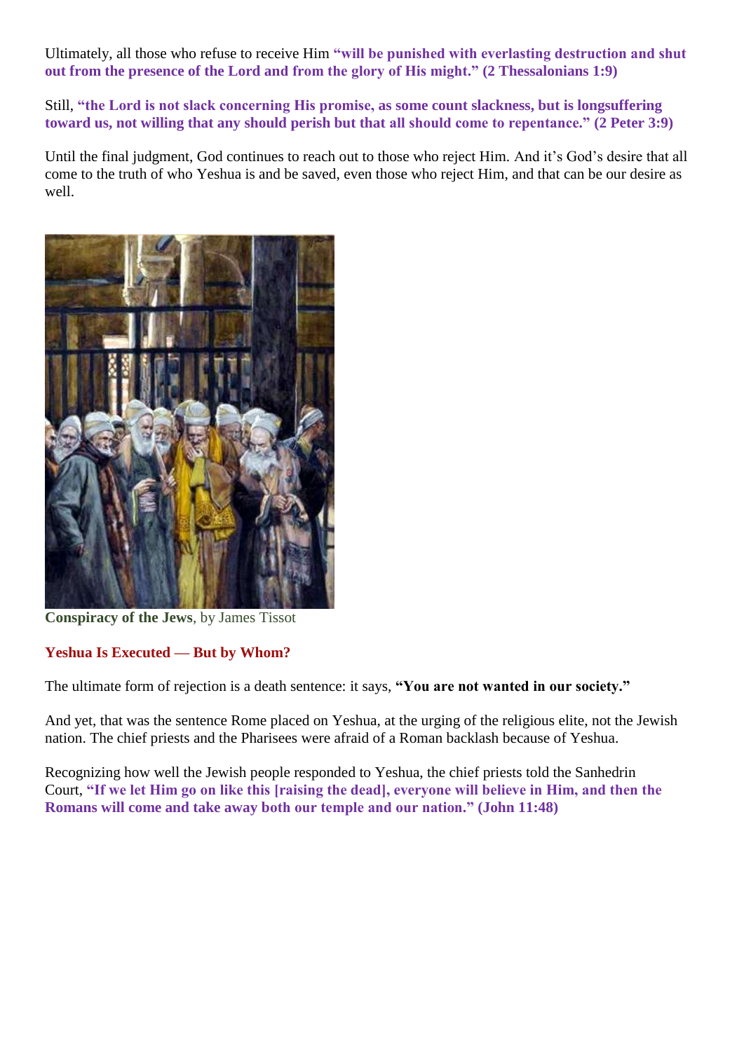Ultimately, all those who refuse to receive Him **"will be punished with everlasting destruction and shut out from the presence of the Lord and from the glory of His might." (2 Thessalonians 1:9)**

Still, **"the Lord is not slack concerning His promise, as some count slackness, but is longsuffering toward us, not willing that any should perish but that all should come to repentance." (2 Peter 3:9)**

Until the final judgment, God continues to reach out to those who reject Him. And it's God's desire that all come to the truth of who Yeshua is and be saved, even those who reject Him, and that can be our desire as well.

**Conspiracy of the Jews**, by James Tissot

### Yeshua Is Executed — But by Whom?

The ultimate form of rejection is a death sentence: it says, **"You are not wanted in our society."**

And yet, that was the sentence Rome placed on Yeshua, at the urging of the religious elite, not the Jewish nation. The chief priests and the Pharisees were afraid of a Roman backlash because of Yeshua.

Recognizing how well the Jewish people responded to Yeshua, the chief priests told the Sanhedrin Court, **"If we let Him go on like this [raising the dead], everyone will believe in Him, and then the Romans will come and take away both our temple and our nation." (John 11:48)**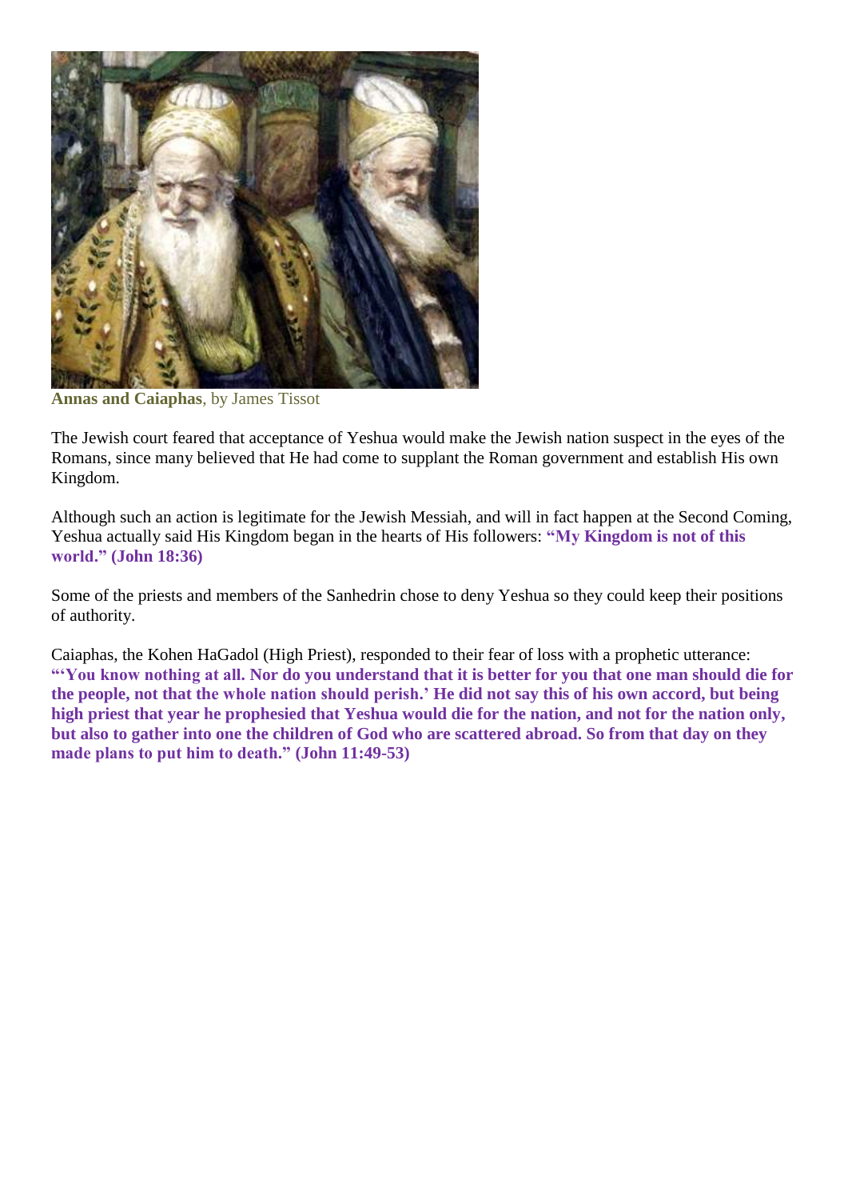**Annas and Caiaphas**, by James Tissot

The Jewish court feared that acceptance of Yeshua would make the Jewish nation suspect in the eyes of the Romans, since many believed that He had come to supplant the Roman government and establish His own Kingdom.

Although such an action is legitimate for the Jewish Messiah, and will in fact happen at the Second Coming, Yeshua actually said His Kingdom began in the hearts of His followers: **"My Kingdom is not of this world." (John 18:36)**

Some of the priests and members of the Sanhedrin chose to deny Yeshua so they could keep their positions of authority.

Caiaphas, the Kohen HaGadol (High Priest), responded to their fear of loss with a prophetic utterance: **"'You know nothing at all. Nor do you understand that it is better for you that one man should die for the people, not that the whole nation should perish.' He did not say this of his own accord, but being high priest that year he prophesied that Yeshua would die for the nation, and not for the nation only, but also to gather into one the children of God who are scattered abroad. So from that day on they made plans to put him to death." (John 11:49-53)**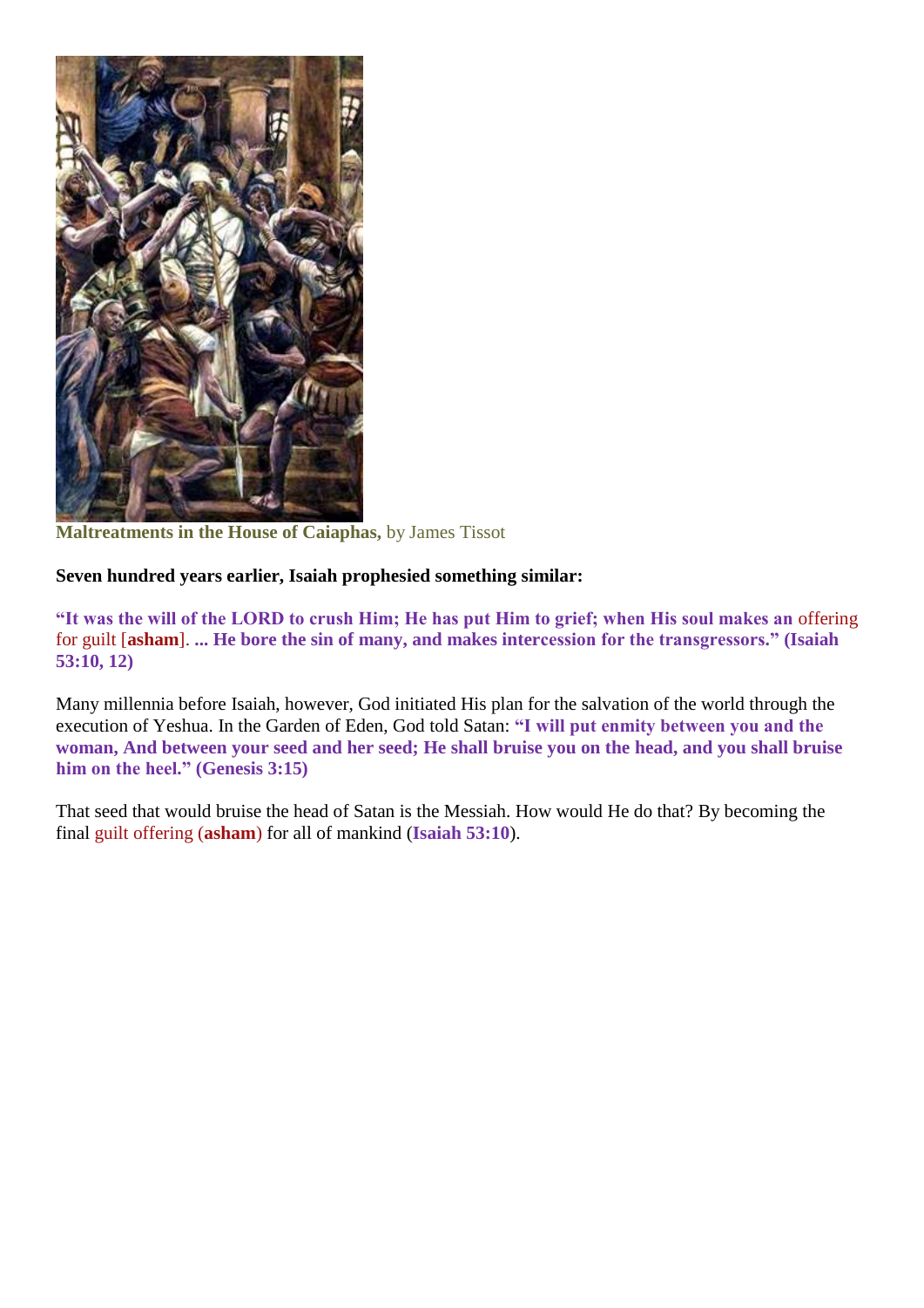**Maltreatments in the House of Caiaphas,** by James Tissot

**Seven hundred years earlier, Isaiah prophesied something similar:**

**"It was the will of the LORD to crush Him; He has put Him to grief; when His soul makes an** offering for guilt [**asham**]. **... He bore the sin of many, and makes intercession for the transgressors." (Isaiah 53:10, 12)**

Many millennia before Isaiah, however, God initiated His plan for the salvation of the world through the execution of Yeshua. In the Garden of Eden, God told Satan: **"I will put enmity between you and the woman, And between your seed and her seed; He shall bruise you on the head, and you shall bruise him on the heel." (Genesis 3:15)**

That seed that would bruise the head of Satan is the Messiah. How would He do that? By becoming the final guilt offering (**asham**) for all of mankind (**Isaiah 53:10**).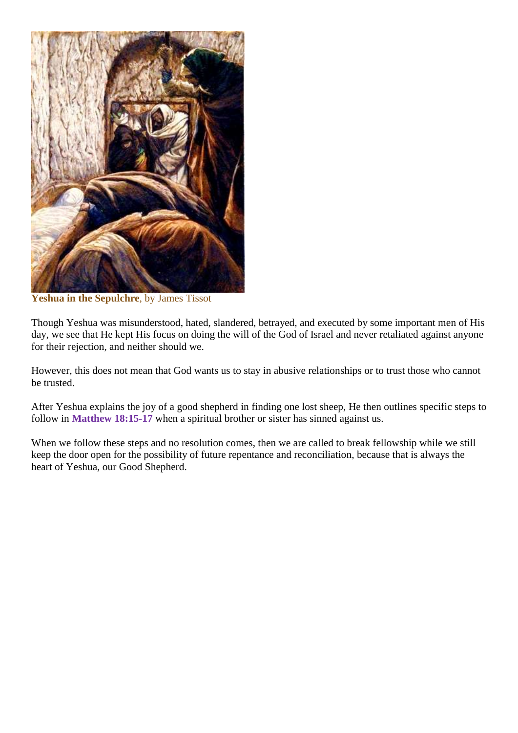**Yeshua in the Sepulchre**, by James Tissot

Though Yeshua was misunderstood, hated, slandered, betrayed, and executed by some important men of His day, we see that He kept His focus on doing the will of the God of Israel and never retaliated against anyone for their rejection, and neither should we.

However, this does not mean that God wants us to stay in abusive relationships or to trust those who cannot be trusted.

After Yeshua explains the joy of a good shepherd in finding one lost sheep, He then outlines specific steps to follow in **Matthew 18:15-17** when a spiritual brother or sister has sinned against us.

When we follow these steps and no resolution comes, then we are called to break fellowship while we still keep the door open for the possibility of future repentance and reconciliation, because that is always the heart of Yeshua, our Good Shepherd.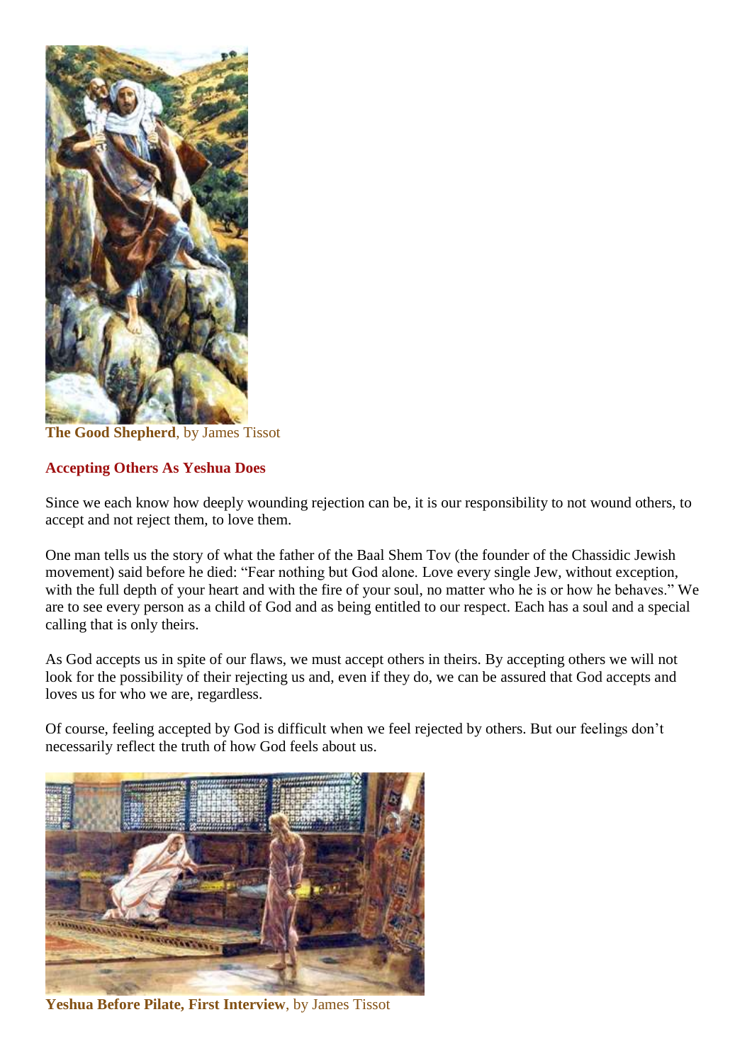**The Good Shepherd**, by James Tissot

## Accepting Others As Yeshua Does

Since we each know how deeply wounding rejection can be, it is our responsibility to not wound others, to accept and not reject them, to love them.

One man tells us the story of what the father of the Baal Shem Tov (the founder of the Chassidic Jewish movement) said before he died: "Fear nothing but God alone. Love every single Jew, without exception, with the full depth of your heart and with the fire of your soul, no matter who he is or how he behaves." We are to see every person as a child of God and as being entitled to our respect. Each has a soul and a special calling that is only theirs.

As God accepts us in spite of our flaws, we must accept others in theirs. By accepting others we will not look for the possibility of their rejecting us and, even if they do, we can be assured that God accepts and loves us for who we are, regardless.

Of course, feeling accepted by God is difficult when we feel rejected by others. But our feelings don't necessarily reflect the truth of how God feels about us.

**Yeshua Before Pilate, First Interview**, by James Tissot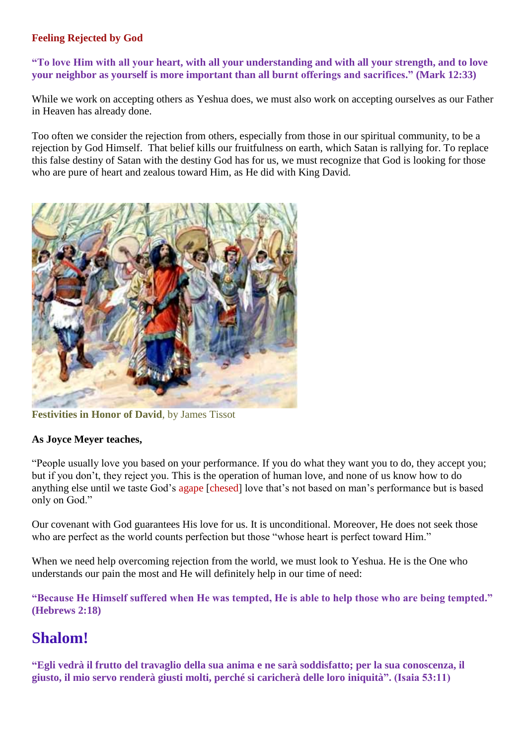**Feeling Rejected by God**

**“To love Him with all your heart, with all your understanding and with all your strength, and to love your neighbor as yourself is more important than all burnt offerings and sacrifices.” (Mark 12:33)**

While we work on accepting others as Yeshua does, we must also work on accepting ourselves as our Father in Heaven has already done.

Too often we consider the rejection from others, especially from those in our spiritual community, to be a rejection by God Himself. That belief kills our fruitfulness on earth, which Satan is rallying for. To replace this false destiny of Satan with the destiny God has for us, we must recognize that God is looking for those who are pure of heart and zealous toward Him, as He did with King David.

**Festivities in Honor of David**, by James Tissot

**As Joyce Meyer teaches,**

“People usually love you based on your performance. If you do what they want you to do, they accept you; but if you don’t, they reject you. This is the operation of human love, and none of us know how to do anything else until we taste God’s agape [chesed] love that’s not based on man’s performance but is based only on God.”

Our covenant with God guarantees His love for us. It is unconditional. Moreover, He does not seek those who are perfect as the world counts perfection but those “whose heart is perfect toward Him.”

When we need help overcoming rejection from the world, we must look to Yeshua. He is the One who understands our pain the most and He will definitely help in our time of need:

**“Because He Himself suffered when He was tempted, He is able to help those who are being tempted.” (Hebrews 2:18)**

# Shalom!

**“Egli vedrà il frutto del travaglio della sua anima e ne sarà soddisfatto; per la sua conoscenza, il giusto, il mio servo renderà giusti molti, perché si caricherà delle loro iniquità”. (Isaia 53:11)**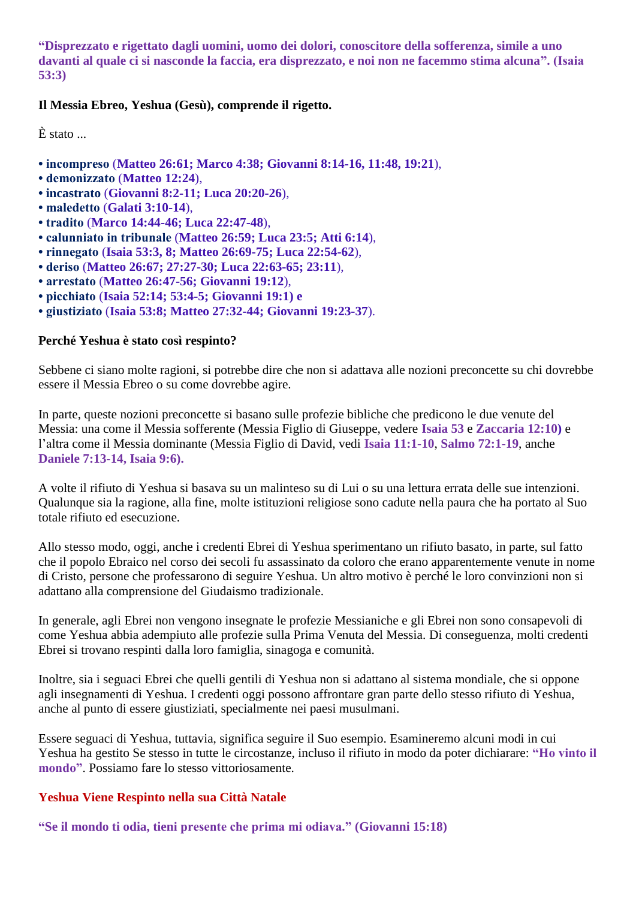**“Disprezzato e rigettato dagli uomini, uomo dei dolori, conoscitore della sofferenza, simile a uno davanti al quale ci si nasconde la faccia, era disprezzato, e noi non ne facemmo stima alcuna”. (Isaia 53:3)**

**Il Messia Ebreo, Yeshua (Gesù), comprende il rigetto.**

È stato ...

- **incompreso** (**Matteo 26:61; Marco 4:38; Giovanni 8:14-16, 11:48, 19:21**),
- **demonizzato** (**Matteo 12:24**),
- **incastrato** (**Giovanni 8:2-11; Luca 20:20-26**),
- **maledetto** (**Galati 3:10-14**),
- **tradito** (**Marco 14:44-46; Luca 22:47-48**),
- **calunniato in tribunale** (**Matteo 26:59; Luca 23:5; Atti 6:14**),
- **rinnegato** (**Isaia 53:3, 8; Matteo 26:69-75; Luca 22:54-62**),
- **deriso** (**Matteo 26:67; 27:27-30; Luca 22:63-65; 23:11**),
- **arrestato** (**Matteo 26:47-56; Giovanni 19:12**),
- **picchiato** (**Isaia 52:14; 53:4-5; Giovanni 19:1) e**
- **giustiziato** (**Isaia 53:8; Matteo 27:32-44; Giovanni 19:23-37**).

**Perché Yeshua è stato così respinto?**

Sebbene ci siano molte ragioni, si potrebbe dire che non si adattava alle nozioni preconcette su chi dovrebbe essere il Messia Ebreo o su come dovrebbe agire.

In parte, queste nozioni preconcette si basano sulle profezie bibliche che predicono le due venute del Messia: una come il Messia sofferente (Messia Figlio di Giuseppe, vedere **Isaia 53** e **Zaccaria 12:10)** e l’altra come il Messia dominante (Messia Figlio di David, vedi **Isaia 11:1-10**, **Salmo 72:1-19**, anche **Daniele 7:13-14, Isaia 9:6).**

A volte il rifiuto di Yeshua si basava su un malinteso su di Lui o su una lettura errata delle sue intenzioni. Qualunque sia la ragione, alla fine, molte istituzioni religiose sono cadute nella paura che ha portato al Suo totale rifiuto ed esecuzione.

Allo stesso modo, oggi, anche i credenti Ebrei di Yeshua sperimentano un rifiuto basato, in parte, sul fatto che il popolo Ebraico nel corso dei secoli fu assassinato da coloro che erano apparentemente venute in nome di Cristo, persone che professarono di seguire Yeshua. Un altro motivo è perché le loro convinzioni non si adattano alla comprensione del Giudaismo tradizionale.

In generale, agli Ebrei non vengono insegnate le profezie Messianiche e gli Ebrei non sono consapevoli di come Yeshua abbia adempiuto alle profezie sulla Prima Venuta del Messia. Di conseguenza, molti credenti Ebrei si trovano respinti dalla loro famiglia, sinagoga e comunità.

Inoltre, sia i seguaci Ebrei che quelli gentili di Yeshua non si adattano al sistema mondiale, che si oppone agli insegnamenti di Yeshua. I credenti oggi possono affrontare gran parte dello stesso rifiuto di Yeshua, anche al punto di essere giustiziati, specialmente nei paesi musulmani.

Essere seguaci di Yeshua, tuttavia, significa seguire il Suo esempio. Esamineremo alcuni modi in cui Yeshua ha gestito Se stesso in tutte le circostanze, incluso il rifiuto in modo da poter dichiarare: **“Ho vinto il mondo”**. Possiamo fare lo stesso vittoriosamente.

## Yeshua Viene Respinto nella sua Città Natale

**“Se il mondo ti odia, tieni presente che prima mi odiava.” (Giovanni 15:18)**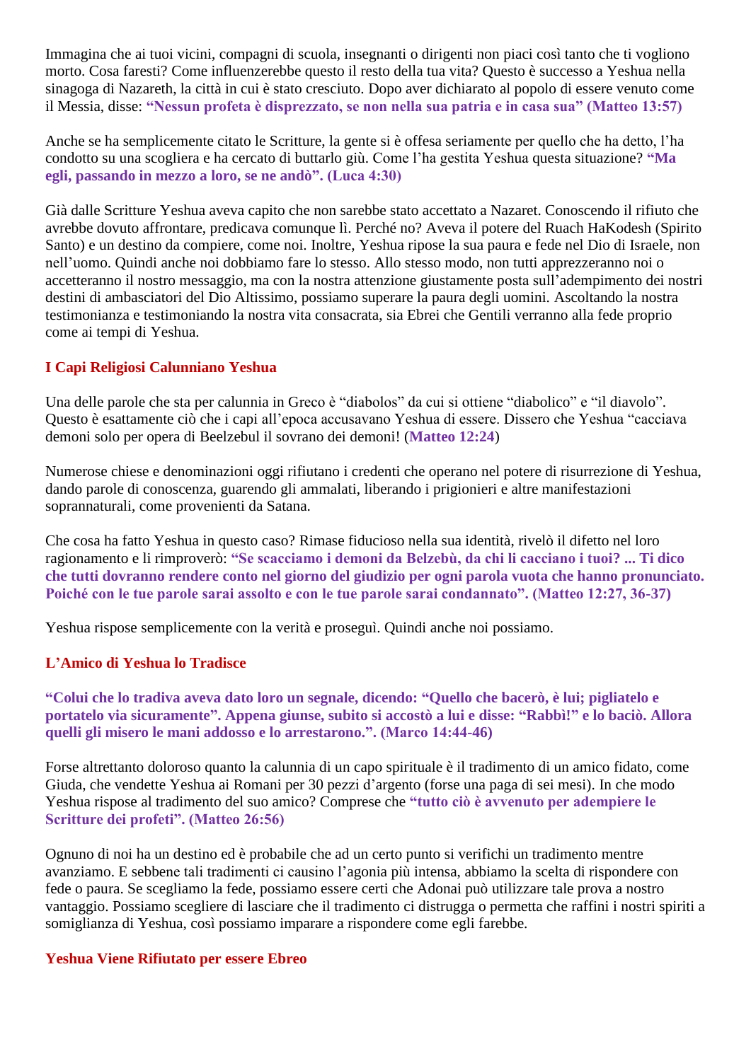Immagina che ai tuoi vicini, compagni di scuola, insegnanti o dirigenti non piaci così tanto che ti vogliono morto. Cosa faresti? Come influenzerebbe questo il resto della tua vita? Questo è successo a Yeshua nella sinagoga di Nazareth, la città in cui è stato cresciuto. Dopo aver dichiarato al popolo di essere venuto come il Messia, disse: **"Nessun profeta è disprezzato, se non nella sua patria e in casa sua" (Matteo 13:57)**

Anche se ha semplicemente citato le Scritture, la gente si è offesa seriamente per quello che ha detto, l'ha condotto su una scogliera e ha cercato di buttarlo giù. Come l'ha gestita Yeshua questa situazione? **"Ma egli, passando in mezzo a loro, se ne andò". (Luca 4:30)**

Già dalle Scritture Yeshua aveva capito che non sarebbe stato accettato a Nazaret. Conoscendo il rifiuto che avrebbe dovuto affrontare, predicava comunque lì. Perché no? Aveva il potere del Ruach HaKodesh (Spirito Santo) e un destino da compiere, come noi. Inoltre, Yeshua ripose la sua paura e fede nel Dio di Israele, non nell'uomo. Quindi anche noi dobbiamo fare lo stesso. Allo stesso modo, non tutti apprezzeranno noi o accetteranno il nostro messaggio, ma con la nostra attenzione giustamente posta sull'adempimento dei nostri destini di ambasciatori del Dio Altissimo, possiamo superare la paura degli uomini. Ascoltando la nostra testimonianza e testimoniando la nostra vita consacrata, sia Ebrei che Gentili verranno alla fede proprio come ai tempi di Yeshua.

## I Capi Religiosi Calunniano Yeshua

Una delle parole che sta per calunnia in Greco è "diabolos" da cui si ottiene "diabolico" e "il diavolo". Questo è esattamente ciò che i capi all'epoca accusavano Yeshua di essere. Dissero che Yeshua "cacciava demoni solo per opera di Beelzebul il sovrano dei demoni! (**Matteo 12:24**)

Numerose chiese e denominazioni oggi rifiutano i credenti che operano nel potere di risurrezione di Yeshua, dando parole di conoscenza, guarendo gli ammalati, liberando i prigionieri e altre manifestazioni soprannaturali, come provenienti da Satana.

Che cosa ha fatto Yeshua in questo caso? Rimase fiducioso nella sua identità, rivelò il difetto nel loro ragionamento e li rimproverò: **"Se scacciamo i demoni da Belzebù, da chi li cacciano i tuoi? ... Ti dico che tutti dovranno rendere conto nel giorno del giudizio per ogni parola vuota che hanno pronunciato. Poiché con le tue parole sarai assolto e con le tue parole sarai condannato". (Matteo 12:27, 36-37)**

Yeshua rispose semplicemente con la verità e proseguì. Quindi anche noi possiamo.

## L'Amico di Yeshua lo Tradisce

**"Colui che lo tradiva aveva dato loro un segnale, dicendo: "Quello che bacerò, è lui; pigliatelo e portatelo via sicuramente". Appena giunse, subito si accostò a lui e disse: "Rabbì!" e lo baciò. Allora quelli gli misero le mani addosso e lo arrestarono.". (Marco 14:44-46)**

Forse altrettanto doloroso quanto la calunnia di un capo spirituale è il tradimento di un amico fidato, come Giuda, che vendette Yeshua ai Romani per 30 pezzi d'argento (forse una paga di sei mesi). In che modo Yeshua rispose al tradimento del suo amico? Comprese che **"tutto ciò è avvenuto per adempiere le Scritture dei profeti". (Matteo 26:56)**

Ognuno di noi ha un destino ed è probabile che ad un certo punto si verifichi un tradimento mentre avanziamo. E sebbene tali tradimenti ci causino l'agonia più intensa, abbiamo la scelta di rispondere con fede o paura. Se scegliamo la fede, possiamo essere certi che Adonai può utilizzare tale prova a nostro vantaggio. Possiamo scegliere di lasciare che il tradimento ci distrugga o permetta che raffini i nostri spiriti a somiglianza di Yeshua, così possiamo imparare a rispondere come egli farebbe.

## Yeshua Viene Rifiutato per essere Ebreo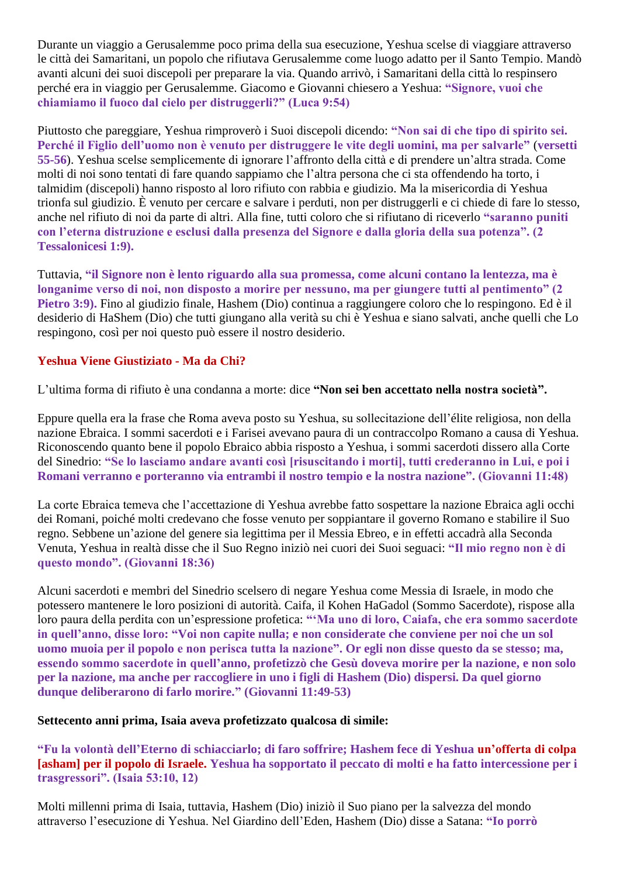Durante un viaggio a Gerusalemme poco prima della sua esecuzione, Yeshua scelse di viaggiare attraverso le città dei Samaritani, un popolo che rifiutava Gerusalemme come luogo adatto per il Santo Tempio. Mandò avanti alcuni dei suoi discepoli per preparare la via. Quando arrivò, i Samaritani della città lo respinsero perché era in viaggio per Gerusalemme. Giacomo e Giovanni chiesero a Yeshua: **"Signore, vuoi che chiamiamo il fuoco dal cielo per distruggerli?" (Luca 9:54)**

Piuttosto che pareggiare, Yeshua rimproverò i Suoi discepoli dicendo: **"Non sai di che tipo di spirito sei. Perché il Figlio dell'uomo non è venuto per distruggere le vite degli uomini, ma per salvarle"** (**versetti 55-56**). Yeshua scelse semplicemente di ignorare l'affronto della città e di prendere un'altra strada. Come molti di noi sono tentati di fare quando sappiamo che l'altra persona che ci sta offendendo ha torto, i talmidim (discepoli) hanno risposto al loro rifiuto con rabbia e giudizio. Ma la misericordia di Yeshua trionfa sul giudizio. È venuto per cercare e salvare i perduti, non per distruggerli e ci chiede di fare lo stesso, anche nel rifiuto di noi da parte di altri. Alla fine, tutti coloro che si rifiutano di riceverlo **"saranno puniti con l'eterna distruzione e esclusi dalla presenza del Signore e dalla gloria della sua potenza". (2 Tessalonicesi 1:9).**

Tuttavia, **"il Signore non è lento riguardo alla sua promessa, come alcuni contano la lentezza, ma è longanime verso di noi, non disposto a morire per nessuno, ma per giungere tutti al pentimento" (2 Pietro 3:9).** Fino al giudizio finale, Hashem (Dio) continua a raggiungere coloro che lo respingono. Ed è il desiderio di HaShem (Dio) che tutti giungano alla verità su chi è Yeshua e siano salvati, anche quelli che Lo respingono, così per noi questo può essere il nostro desiderio.

## Yeshua Viene Giustiziato - Ma da Chi?

L'ultima forma di rifiuto è una condanna a morte: dice **"Non sei ben accettato nella nostra società".**

Eppure quella era la frase che Roma aveva posto su Yeshua, su sollecitazione dell'élite religiosa, non della nazione Ebraica. I sommi sacerdoti e i Farisei avevano paura di un contraccolpo Romano a causa di Yeshua. Riconoscendo quanto bene il popolo Ebraico abbia risposto a Yeshua, i sommi sacerdoti dissero alla Corte del Sinedrio: **"Se lo lasciamo andare avanti così [risuscitando i morti], tutti crederanno in Lui, e poi i Romani verranno e porteranno via entrambi il nostro tempio e la nostra nazione". (Giovanni 11:48)**

La corte Ebraica temeva che l'accettazione di Yeshua avrebbe fatto sospettare la nazione Ebraica agli occhi dei Romani, poiché molti credevano che fosse venuto per soppiantare il governo Romano e stabilire il Suo regno. Sebbene un'azione del genere sia legittima per il Messia Ebreo, e in effetti accadrà alla Seconda Venuta, Yeshua in realtà disse che il Suo Regno iniziò nei cuori dei Suoi seguaci: **"Il mio regno non è di questo mondo". (Giovanni 18:36)**

Alcuni sacerdoti e membri del Sinedrio scelsero di negare Yeshua come Messia di Israele, in modo che potessero mantenere le loro posizioni di autorità. Caifa, il Kohen HaGadol (Sommo Sacerdote), rispose alla loro paura della perdita con un'espressione profetica: **"'Ma uno di loro, Caiafa, che era sommo sacerdote in quell'anno, disse loro: "Voi non capite nulla; e non considerate che conviene per noi che un sol uomo muoia per il popolo e non perisca tutta la nazione". Or egli non disse questo da se stesso; ma, essendo sommo sacerdote in quell'anno, profetizzò che Gesù doveva morire per la nazione, e non solo per la nazione, ma anche per raccogliere in uno i figli di Hashem (Dio) dispersi. Da quel giorno dunque deliberarono di farlo morire." (Giovanni 11:49-53)**

**Settecento anni prima, Isaia aveva profetizzato qualcosa di simile:**

**"Fu la volontà dell'Eterno di schiacciarlo; di faro soffrire; Hashem fece di Yeshua un'offerta di colpa [asham] per il popolo di Israele. Yeshua ha sopportato il peccato di molti e ha fatto intercessione per i trasgressori". (Isaia 53:10, 12)**

Molti millenni prima di Isaia, tuttavia, Hashem (Dio) iniziò il Suo piano per la salvezza del mondo attraverso l'esecuzione di Yeshua. Nel Giardino dell'Eden, Hashem (Dio) disse a Satana: **"Io porrò**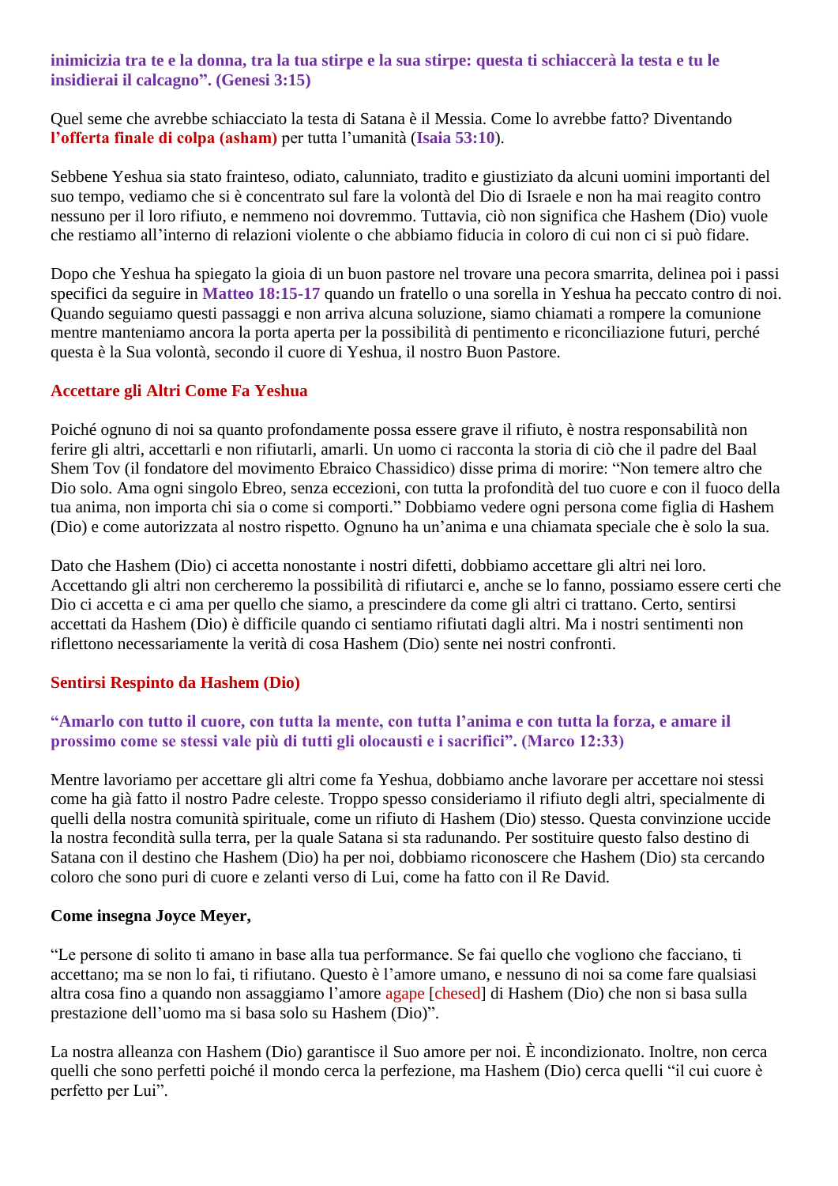**inimicizia tra te e la donna, tra la tua stirpe e la sua stirpe: questa ti schiaccerà la testa e tu le insidierai il calcagno". (Genesi 3:15)**

Quel seme che avrebbe schiacciato la testa di Satana è il Messia. Come lo avrebbe fatto? Diventando **l'offerta finale di colpa (asham)** per tutta l'umanità (**Isaia 53:10**).

Sebbene Yeshua sia stato frainteso, odiato, calunniato, tradito e giustiziato da alcuni uomini importanti del suo tempo, vediamo che si è concentrato sul fare la volontà del Dio di Israele e non ha mai reagito contro nessuno per il loro rifiuto, e nemmeno noi dovremmo. Tuttavia, ciò non significa che Hashem (Dio) vuole che restiamo all'interno di relazioni violente o che abbiamo fiducia in coloro di cui non ci si può fidare.

Dopo che Yeshua ha spiegato la gioia di un buon pastore nel trovare una pecora smarrita, delinea poi i passi specifici da seguire in **Matteo 18:15-17** quando un fratello o una sorella in Yeshua ha peccato contro di noi. Quando seguiamo questi passaggi e non arriva alcuna soluzione, siamo chiamati a rompere la comunione mentre manteniamo ancora la porta aperta per la possibilità di pentimento e riconciliazione futuri, perché questa è la Sua volontà, secondo il cuore di Yeshua, il nostro Buon Pastore.

## Accettare gli Altri Come Fa Yeshua

Poiché ognuno di noi sa quanto profondamente possa essere grave il rifiuto, è nostra responsabilità non ferire gli altri, accettarli e non rifiutarli, amarli. Un uomo ci racconta la storia di ciò che il padre del Baal Shem Tov (il fondatore del movimento Ebraico Chassidico) disse prima di morire: "Non temere altro che Dio solo. Ama ogni singolo Ebreo, senza eccezioni, con tutta la profondità del tuo cuore e con il fuoco della tua anima, non importa chi sia o come si comporti." Dobbiamo vedere ogni persona come figlia di Hashem (Dio) e come autorizzata al nostro rispetto. Ognuno ha un'anima e una chiamata speciale che è solo la sua.

Dato che Hashem (Dio) ci accetta nonostante i nostri difetti, dobbiamo accettare gli altri nei loro. Accettando gli altri non cercheremo la possibilità di rifiutarci e, anche se lo fanno, possiamo essere certi che Dio ci accetta e ci ama per quello che siamo, a prescindere da come gli altri ci trattano. Certo, sentirsi accettati da Hashem (Dio) è difficile quando ci sentiamo rifiutati dagli altri. Ma i nostri sentimenti non riflettono necessariamente la verità di cosa Hashem (Dio) sente nei nostri confronti.

## Sentirsi Respinto da Hashem (Dio)

**"Amarlo con tutto il cuore, con tutta la mente, con tutta l'anima e con tutta la forza, e amare il prossimo come se stessi vale più di tutti gli olocausti e i sacrifici". (Marco 12:33)**

Mentre lavoriamo per accettare gli altri come fa Yeshua, dobbiamo anche lavorare per accettare noi stessi come ha già fatto il nostro Padre celeste. Troppo spesso consideriamo il rifiuto degli altri, specialmente di quelli della nostra comunità spirituale, come un rifiuto di Hashem (Dio) stesso. Questa convinzione uccide la nostra fecondità sulla terra, per la quale Satana si sta radunando. Per sostituire questo falso destino di Satana con il destino che Hashem (Dio) ha per noi, dobbiamo riconoscere che Hashem (Dio) sta cercando coloro che sono puri di cuore e zelanti verso di Lui, come ha fatto con il Re David.

**Come insegna Joyce Meyer,**

"Le persone di solito ti amano in base alla tua performance. Se fai quello che vogliono che facciano, ti accettano; ma se non lo fai, ti rifiutano. Questo è l'amore umano, e nessuno di noi sa come fare qualsiasi altra cosa fino a quando non assaggiamo l'amore agape [chesed] di Hashem (Dio) che non si basa sulla prestazione dell'uomo ma si basa solo su Hashem (Dio)".

La nostra alleanza con Hashem (Dio) garantisce il Suo amore per noi. È incondizionato. Inoltre, non cerca quelli che sono perfetti poiché il mondo cerca la perfezione, ma Hashem (Dio) cerca quelli "il cui cuore è perfetto per Lui".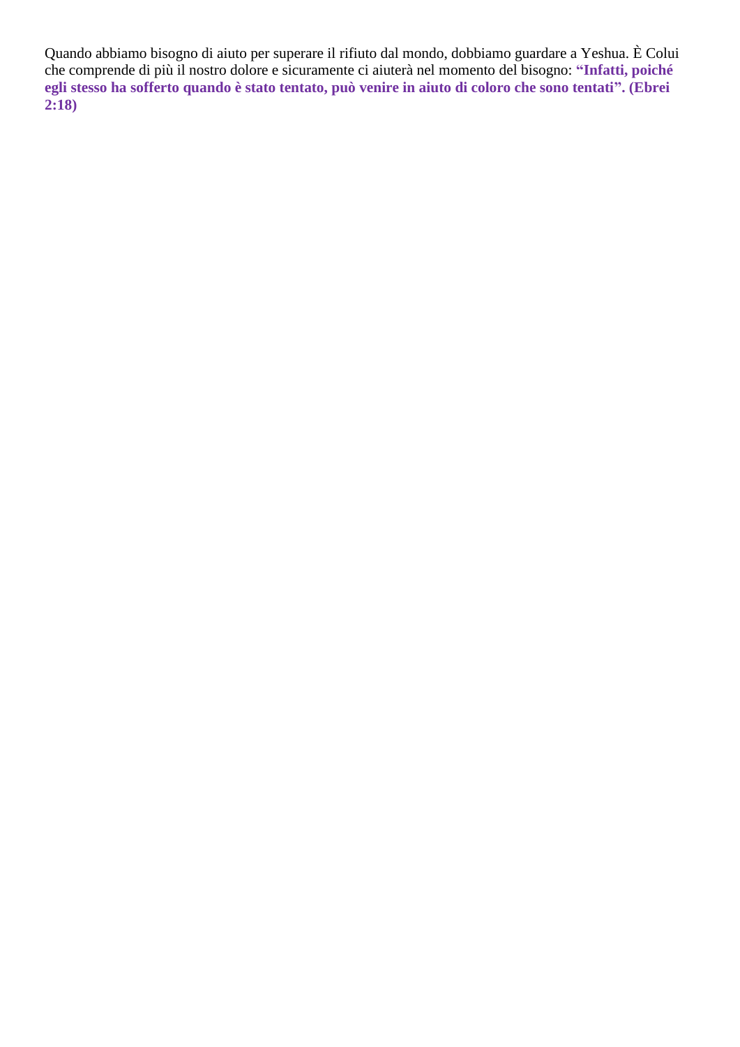Quando abbiamo bisogno di aiuto per superare il rifiuto dal mondo, dobbiamo guardare a Yeshua. È Colui che comprende di più il nostro dolore e sicuramente ci aiuterà nel momento del bisogno: **"Infatti, poiché egli stesso ha sofferto quando è stato tentato, può venire in aiuto di coloro che sono tentati". (Ebrei 2:18)**